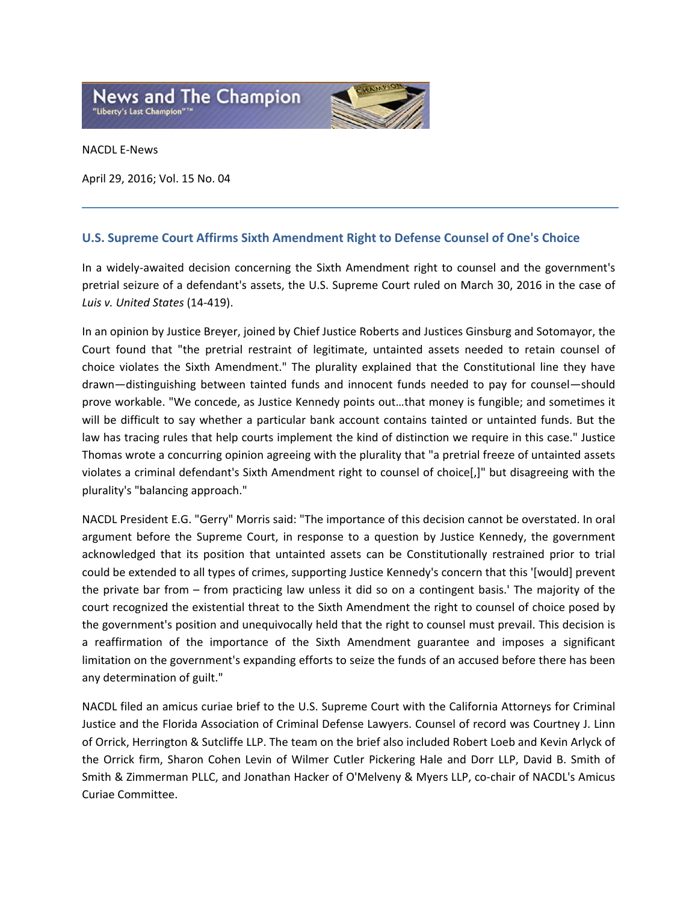News and The Champion
"Liberty's Last Champion"™

NACDL E-News

April 29, 2016; Vol. 15 No. 04

## U.S. Supreme Court Affirms Sixth Amendment Right to Defense Counsel of One's Choice

In a widely-awaited decision concerning the Sixth Amendment right to counsel and the government's pretrial seizure of a defendant's assets, the U.S. Supreme Court ruled on March 30, 2016 in the case of *Luis v. United States* (14-419).

In an opinion by Justice Breyer, joined by Chief Justice Roberts and Justices Ginsburg and Sotomayor, the Court found that "the pretrial restraint of legitimate, untainted assets needed to retain counsel of choice violates the Sixth Amendment." The plurality explained that the Constitutional line they have drawn—distinguishing between tainted funds and innocent funds needed to pay for counsel—should prove workable. "We concede, as Justice Kennedy points out…that money is fungible; and sometimes it will be difficult to say whether a particular bank account contains tainted or untainted funds. But the law has tracing rules that help courts implement the kind of distinction we require in this case." Justice Thomas wrote a concurring opinion agreeing with the plurality that "a pretrial freeze of untainted assets violates a criminal defendant's Sixth Amendment right to counsel of choice[,]" but disagreeing with the plurality's "balancing approach."

NACDL President E.G. "Gerry" Morris said: "The importance of this decision cannot be overstated. In oral argument before the Supreme Court, in response to a question by Justice Kennedy, the government acknowledged that its position that untainted assets can be Constitutionally restrained prior to trial could be extended to all types of crimes, supporting Justice Kennedy's concern that this '[would] prevent the private bar from – from practicing law unless it did so on a contingent basis.' The majority of the court recognized the existential threat to the Sixth Amendment the right to counsel of choice posed by the government's position and unequivocally held that the right to counsel must prevail. This decision is a reaffirmation of the importance of the Sixth Amendment guarantee and imposes a significant limitation on the government's expanding efforts to seize the funds of an accused before there has been any determination of guilt."

NACDL filed an amicus curiae brief to the U.S. Supreme Court with the California Attorneys for Criminal Justice and the Florida Association of Criminal Defense Lawyers. Counsel of record was Courtney J. Linn of Orrick, Herrington & Sutcliffe LLP. The team on the brief also included Robert Loeb and Kevin Arlyck of the Orrick firm, Sharon Cohen Levin of Wilmer Cutler Pickering Hale and Dorr LLP, David B. Smith of Smith & Zimmerman PLLC, and Jonathan Hacker of O'Melveny & Myers LLP, co-chair of NACDL's Amicus Curiae Committee.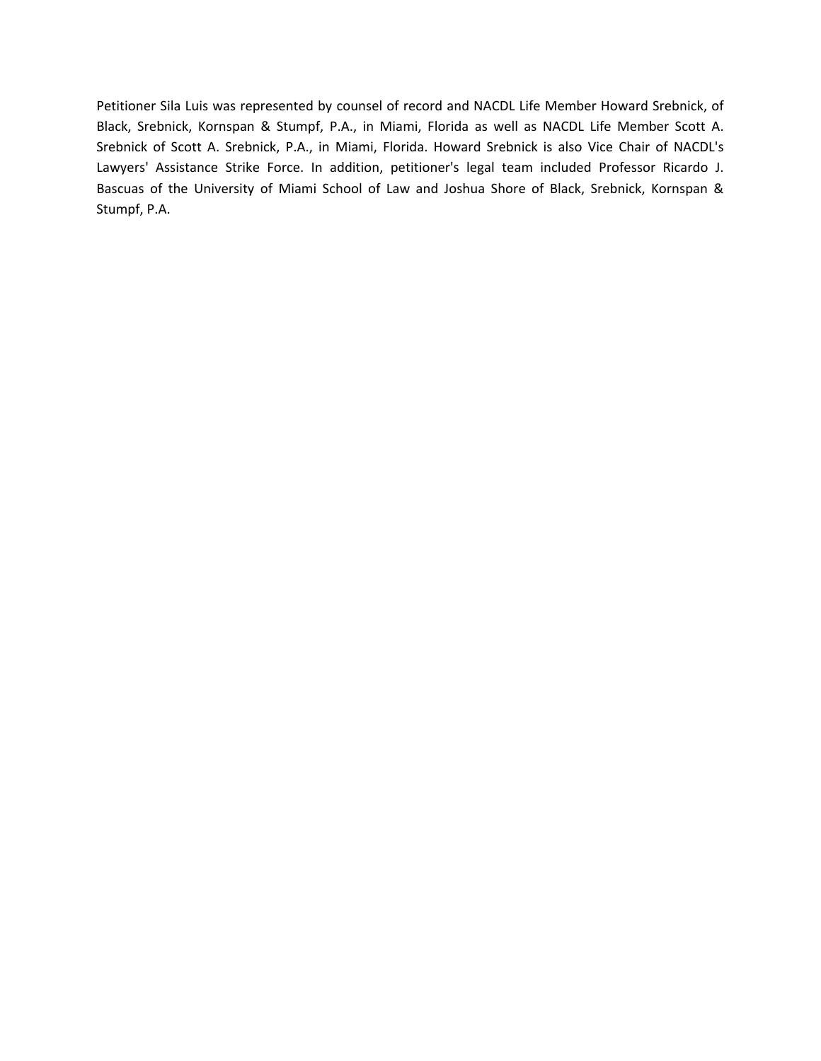Petitioner Sila Luis was represented by counsel of record and NACDL Life Member Howard Srebnick, of Black, Srebnick, Kornspan & Stumpf, P.A., in Miami, Florida as well as NACDL Life Member Scott A. Srebnick of Scott A. Srebnick, P.A., in Miami, Florida. Howard Srebnick is also Vice Chair of NACDL's Lawyers' Assistance Strike Force. In addition, petitioner's legal team included Professor Ricardo J. Bascuas of the University of Miami School of Law and Joshua Shore of Black, Srebnick, Kornspan & Stumpf, P.A.